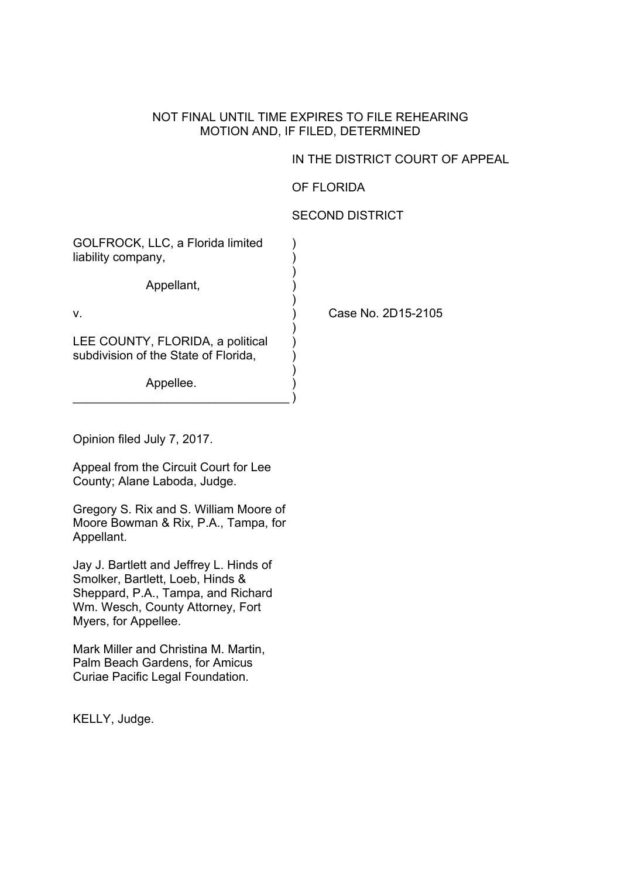NOT FINAL UNTIL TIME EXPIRES TO FILE REHEARING
MOTION AND, IF FILED, DETERMINED

IN THE DISTRICT COURT OF APPEAL

OF FLORIDA

SECOND DISTRICT

GOLFROCK, LLC, a Florida limited liability company,

Appellant,

v.

LEE COUNTY, FLORIDA, a political subdivision of the State of Florida,

Appellee.

Case No. 2D15-2105

Opinion filed July 7, 2017.

Appeal from the Circuit Court for Lee County; Alane Laboda, Judge.

Gregory S. Rix and S. William Moore of Moore Bowman & Rix, P.A., Tampa, for Appellant.

Jay J. Bartlett and Jeffrey L. Hinds of Smolker, Bartlett, Loeb, Hinds & Sheppard, P.A., Tampa, and Richard Wm. Wesch, County Attorney, Fort Myers, for Appellee.

Mark Miller and Christina M. Martin, Palm Beach Gardens, for Amicus Curiae Pacific Legal Foundation.

KELLY, Judge.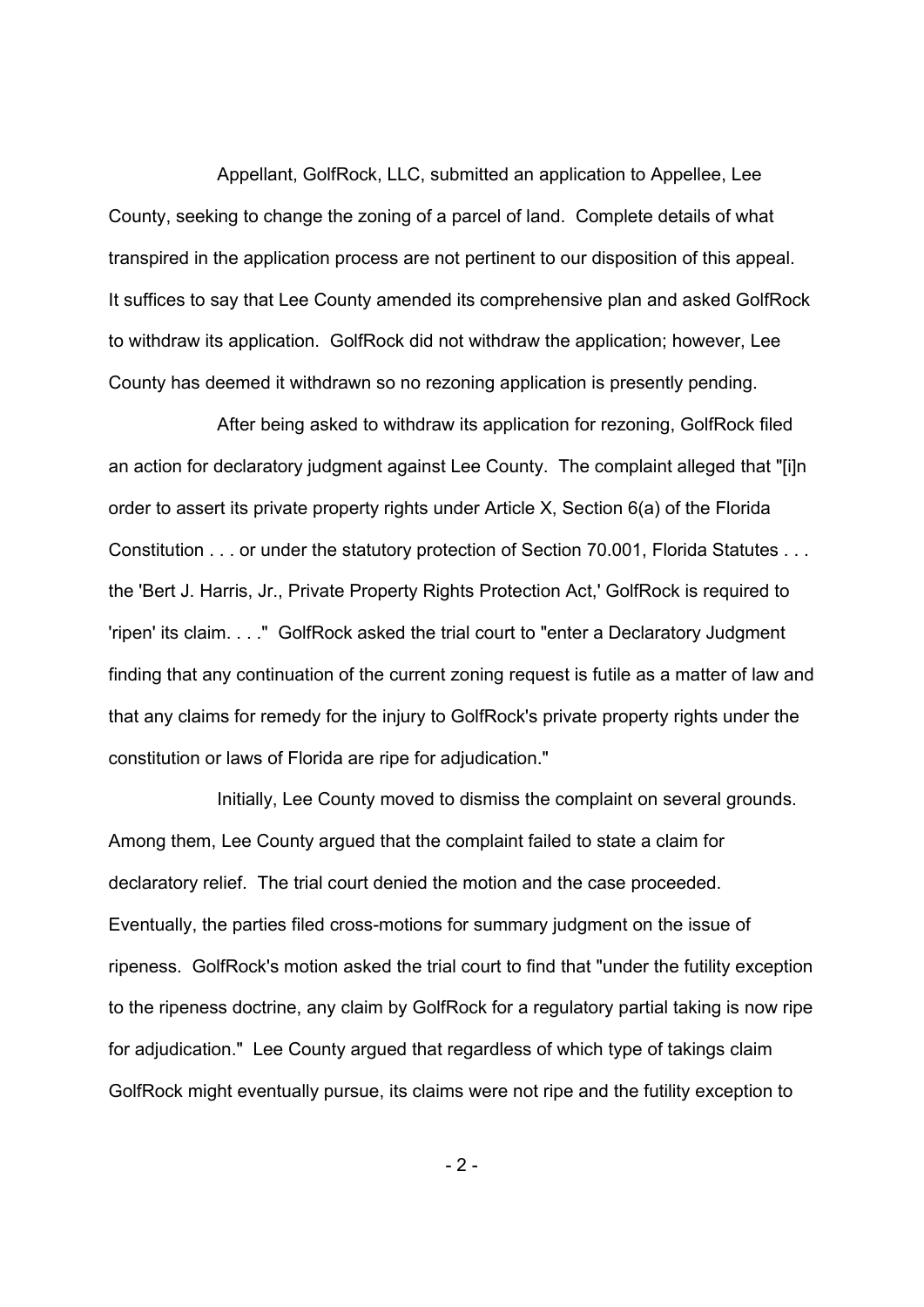Appellant, GolfRock, LLC, submitted an application to Appellee, Lee County, seeking to change the zoning of a parcel of land. Complete details of what transpired in the application process are not pertinent to our disposition of this appeal. It suffices to say that Lee County amended its comprehensive plan and asked GolfRock to withdraw its application. GolfRock did not withdraw the application; however, Lee County has deemed it withdrawn so no rezoning application is presently pending.

After being asked to withdraw its application for rezoning, GolfRock filed an action for declaratory judgment against Lee County. The complaint alleged that "[i]n order to assert its private property rights under Article X, Section 6(a) of the Florida Constitution . . . or under the statutory protection of Section 70.001, Florida Statutes . . . the 'Bert J. Harris, Jr., Private Property Rights Protection Act,' GolfRock is required to 'ripen' its claim. . . ." GolfRock asked the trial court to "enter a Declaratory Judgment finding that any continuation of the current zoning request is futile as a matter of law and that any claims for remedy for the injury to GolfRock's private property rights under the constitution or laws of Florida are ripe for adjudication."

Initially, Lee County moved to dismiss the complaint on several grounds. Among them, Lee County argued that the complaint failed to state a claim for declaratory relief. The trial court denied the motion and the case proceeded. Eventually, the parties filed cross-motions for summary judgment on the issue of ripeness. GolfRock's motion asked the trial court to find that "under the futility exception to the ripeness doctrine, any claim by GolfRock for a regulatory partial taking is now ripe for adjudication." Lee County argued that regardless of which type of takings claim GolfRock might eventually pursue, its claims were not ripe and the futility exception to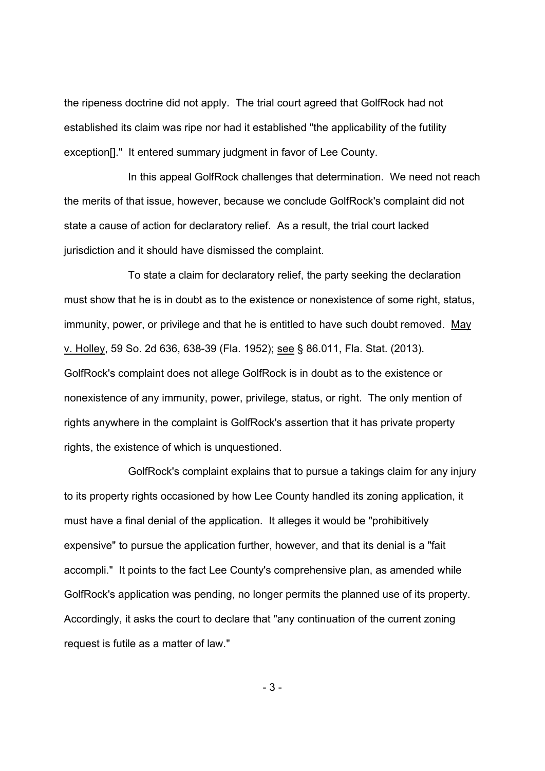the ripeness doctrine did not apply. The trial court agreed that GolfRock had not established its claim was ripe nor had it established "the applicability of the futility exception[]." It entered summary judgment in favor of Lee County.

In this appeal GolfRock challenges that determination. We need not reach the merits of that issue, however, because we conclude GolfRock's complaint did not state a cause of action for declaratory relief. As a result, the trial court lacked jurisdiction and it should have dismissed the complaint.

To state a claim for declaratory relief, the party seeking the declaration must show that he is in doubt as to the existence or nonexistence of some right, status, immunity, power, or privilege and that he is entitled to have such doubt removed. May v. Holley, 59 So. 2d 636, 638-39 (Fla. 1952); see § 86.011, Fla. Stat. (2013). GolfRock's complaint does not allege GolfRock is in doubt as to the existence or nonexistence of any immunity, power, privilege, status, or right. The only mention of rights anywhere in the complaint is GolfRock's assertion that it has private property rights, the existence of which is unquestioned.

GolfRock's complaint explains that to pursue a takings claim for any injury to its property rights occasioned by how Lee County handled its zoning application, it must have a final denial of the application. It alleges it would be "prohibitively expensive" to pursue the application further, however, and that its denial is a "fait accompli." It points to the fact Lee County's comprehensive plan, as amended while GolfRock's application was pending, no longer permits the planned use of its property. Accordingly, it asks the court to declare that "any continuation of the current zoning request is futile as a matter of law."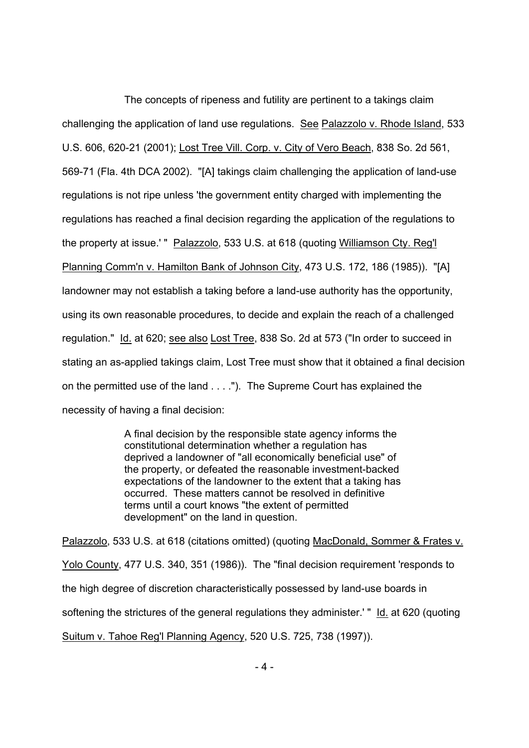The concepts of ripeness and futility are pertinent to a takings claim challenging the application of land use regulations. See Palazzolo v. Rhode Island, 533 U.S. 606, 620-21 (2001); Lost Tree Vill. Corp. v. City of Vero Beach, 838 So. 2d 561, 569-71 (Fla. 4th DCA 2002). "[A] takings claim challenging the application of land-use regulations is not ripe unless 'the government entity charged with implementing the regulations has reached a final decision regarding the application of the regulations to the property at issue.' " Palazzolo, 533 U.S. at 618 (quoting Williamson Cty. Reg'l Planning Comm'n v. Hamilton Bank of Johnson City, 473 U.S. 172, 186 (1985)). "[A] landowner may not establish a taking before a land-use authority has the opportunity, using its own reasonable procedures, to decide and explain the reach of a challenged regulation." Id. at 620; see also Lost Tree, 838 So. 2d at 573 ("In order to succeed in stating an as-applied takings claim, Lost Tree must show that it obtained a final decision on the permitted use of the land . . . ."). The Supreme Court has explained the necessity of having a final decision:

> A final decision by the responsible state agency informs the constitutional determination whether a regulation has deprived a landowner of "all economically beneficial use" of the property, or defeated the reasonable investment-backed expectations of the landowner to the extent that a taking has occurred. These matters cannot be resolved in definitive terms until a court knows "the extent of permitted development" on the land in question.

Palazzolo, 533 U.S. at 618 (citations omitted) (quoting MacDonald, Sommer & Frates v. Yolo County, 477 U.S. 340, 351 (1986)). The "final decision requirement 'responds to the high degree of discretion characteristically possessed by land-use boards in softening the strictures of the general regulations they administer.' " Id. at 620 (quoting Suitum v. Tahoe Reg'l Planning Agency, 520 U.S. 725, 738 (1997)).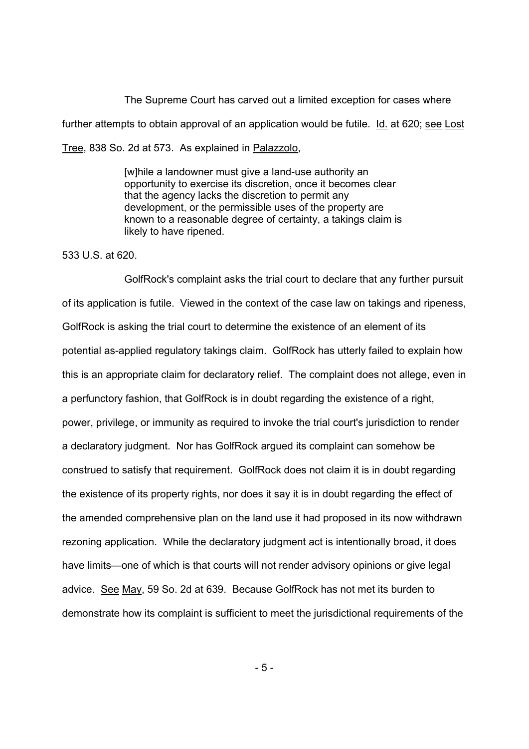The Supreme Court has carved out a limited exception for cases where further attempts to obtain approval of an application would be futile. Id. at 620; see Lost Tree, 838 So. 2d at 573. As explained in Palazzolo,

> [w]hile a landowner must give a land-use authority an opportunity to exercise its discretion, once it becomes clear that the agency lacks the discretion to permit any development, or the permissible uses of the property are known to a reasonable degree of certainty, a takings claim is likely to have ripened.

533 U.S. at 620.

GolfRock's complaint asks the trial court to declare that any further pursuit of its application is futile. Viewed in the context of the case law on takings and ripeness, GolfRock is asking the trial court to determine the existence of an element of its potential as-applied regulatory takings claim. GolfRock has utterly failed to explain how this is an appropriate claim for declaratory relief. The complaint does not allege, even in a perfunctory fashion, that GolfRock is in doubt regarding the existence of a right, power, privilege, or immunity as required to invoke the trial court's jurisdiction to render a declaratory judgment. Nor has GolfRock argued its complaint can somehow be construed to satisfy that requirement. GolfRock does not claim it is in doubt regarding the existence of its property rights, nor does it say it is in doubt regarding the effect of the amended comprehensive plan on the land use it had proposed in its now withdrawn rezoning application. While the declaratory judgment act is intentionally broad, it does have limits—one of which is that courts will not render advisory opinions or give legal advice. See May, 59 So. 2d at 639. Because GolfRock has not met its burden to demonstrate how its complaint is sufficient to meet the jurisdictional requirements of the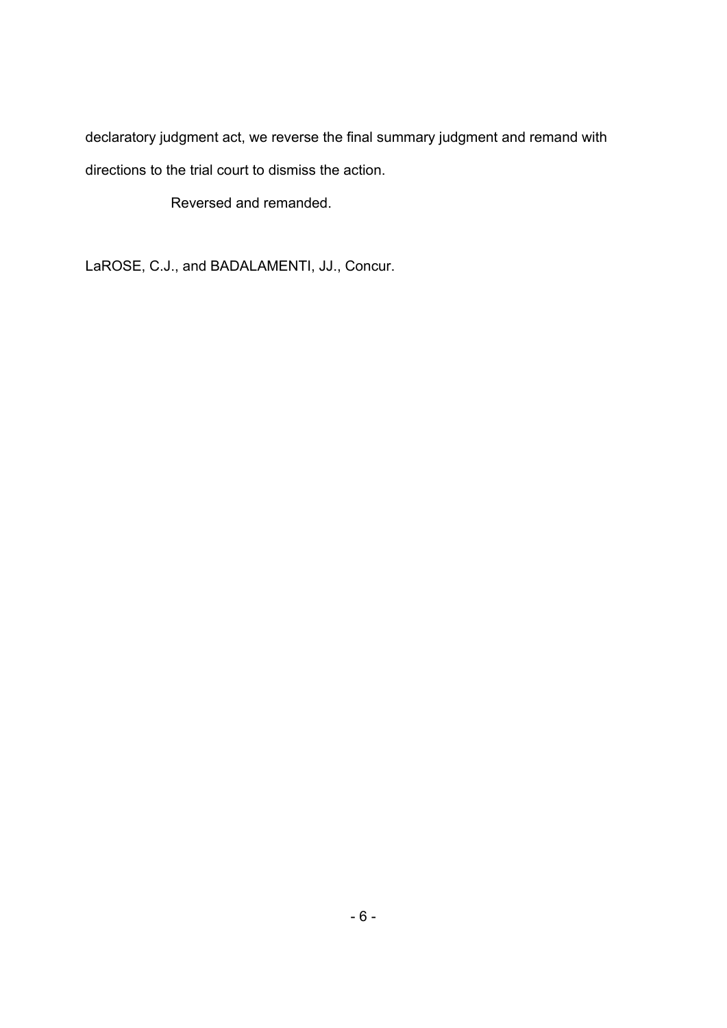declaratory judgment act, we reverse the final summary judgment and remand with directions to the trial court to dismiss the action.

Reversed and remanded.

LaROSE, C.J., and BADALAMENTI, JJ., Concur.